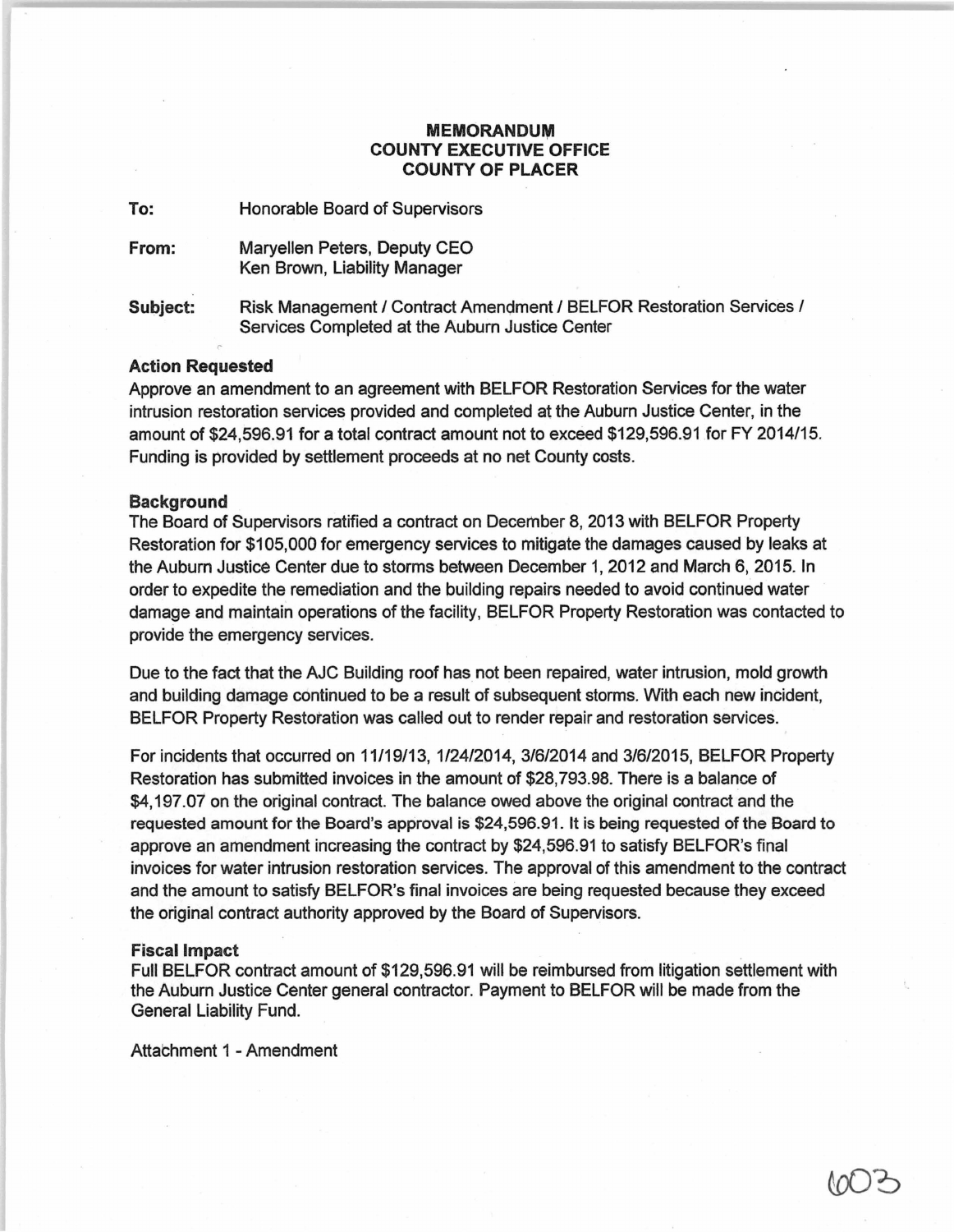**MEMORANDUM**
**COUNTY EXECUTIVE OFFICE**
**COUNTY OF PLACER**

**To:** Honorable Board of Supervisors

**From:** Maryellen Peters, Deputy CEO
Ken Brown, Liability Manager

**Subject:** Risk Management / Contract Amendment / BELFOR Restoration Services / Services Completed at the Auburn Justice Center

**Action Requested**

Approve an amendment to an agreement with BELFOR Restoration Services for the water intrusion restoration services provided and completed at the Auburn Justice Center, in the amount of $24,596.91 for a total contract amount not to exceed $129,596.91 for FY 2014/15. Funding is provided by settlement proceeds at no net County costs.

**Background**

The Board of Supervisors ratified a contract on December 8, 2013 with BELFOR Property Restoration for $105,000 for emergency services to mitigate the damages caused by leaks at the Auburn Justice Center due to storms between December 1, 2012 and March 6, 2015. In order to expedite the remediation and the building repairs needed to avoid continued water damage and maintain operations of the facility, BELFOR Property Restoration was contacted to provide the emergency services.

Due to the fact that the AJC Building roof has not been repaired, water intrusion, mold growth and building damage continued to be a result of subsequent storms. With each new incident, BELFOR Property Restoration was called out to render repair and restoration services.

For incidents that occurred on 11/19/13, 1/24/2014, 3/6/2014 and 3/6/2015, BELFOR Property Restoration has submitted invoices in the amount of $28,793.98. There is a balance of $4,197.07 on the original contract. The balance owed above the original contract and the requested amount for the Board's approval is $24,596.91. It is being requested of the Board to approve an amendment increasing the contract by $24,596.91 to satisfy BELFOR's final invoices for water intrusion restoration services. The approval of this amendment to the contract and the amount to satisfy BELFOR's final invoices are being requested because they exceed the original contract authority approved by the Board of Supervisors.

**Fiscal Impact**

Full BELFOR contract amount of $129,596.91 will be reimbursed from litigation settlement with the Auburn Justice Center general contractor. Payment to BELFOR will be made from the General Liability Fund.

Attachment 1 - Amendment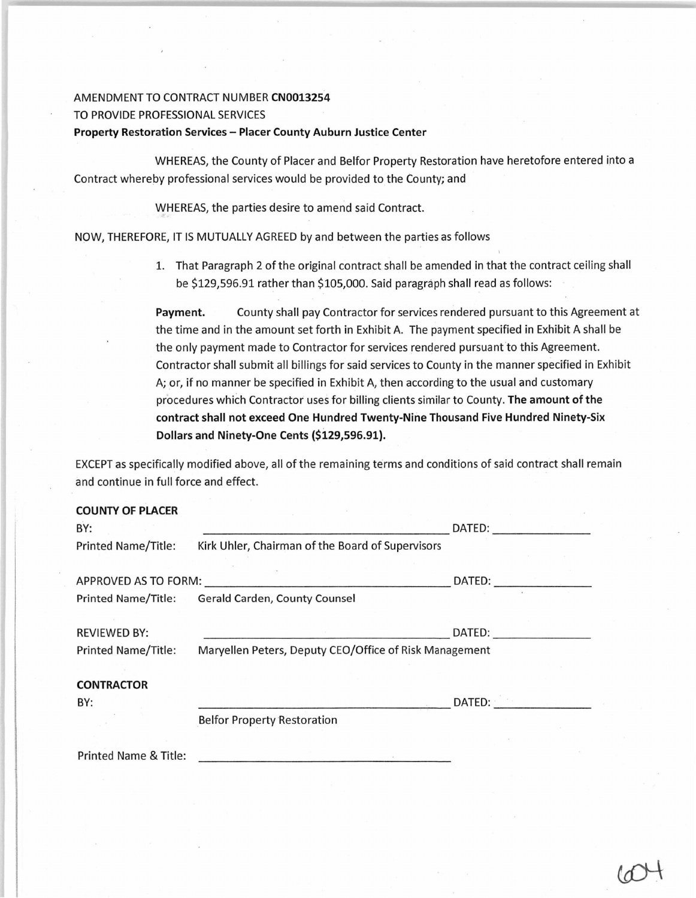AMENDMENT TO CONTRACT NUMBER **CN0013254**

TO PROVIDE PROFESSIONAL SERVICES

**Property Restoration Services – Placer County Auburn Justice Center**

WHEREAS, the County of Placer and Belfor Property Restoration have heretofore entered into a Contract whereby professional services would be provided to the County; and

WHEREAS, the parties desire to amend said Contract.

NOW, THEREFORE, IT IS MUTUALLY AGREED by and between the parties as follows

1. That Paragraph 2 of the original contract shall be amended in that the contract ceiling shall be $129,596.91 rather than $105,000. Said paragraph shall read as follows:

   **Payment.** County shall pay Contractor for services rendered pursuant to this Agreement at the time and in the amount set forth in Exhibit A. The payment specified in Exhibit A shall be the only payment made to Contractor for services rendered pursuant to this Agreement. Contractor shall submit all billings for said services to County in the manner specified in Exhibit A; or, if no manner be specified in Exhibit A, then according to the usual and customary procedures which Contractor uses for billing clients similar to County. **The amount of the contract shall not exceed One Hundred Twenty-Nine Thousand Five Hundred Ninety-Six Dollars and Ninety-One Cents ($129,596.91).**

EXCEPT as specifically modified above, all of the remaining terms and conditions of said contract shall remain and continue in full force and effect.

**COUNTY OF PLACER**

BY: ________________________________________ DATED: ________________

Printed Name/Title: Kirk Uhler, Chairman of the Board of Supervisors

APPROVED AS TO FORM: ________________________________________ DATED: ________________

Printed Name/Title: Gerald Carden, County Counsel

REVIEWED BY: ________________________________________ DATED: ________________

Printed Name/Title: Maryellen Peters, Deputy CEO/Office of Risk Management

**CONTRACTOR**

BY: ________________________________________ DATED: ________________

Belfor Property Restoration

Printed Name & Title: ________________________________________